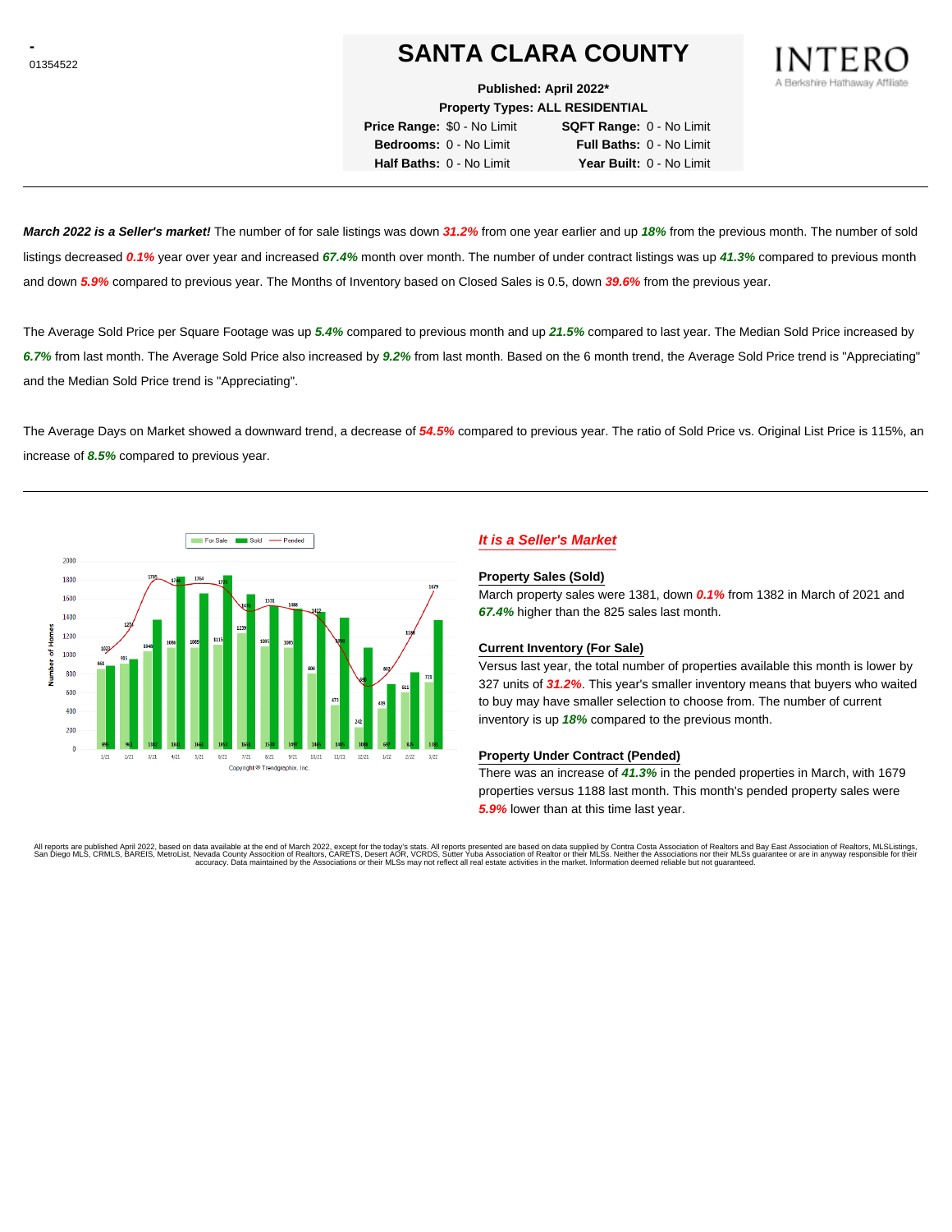-
01354522

# SANTA CLARA COUNTY

INTERO
A Berkshire Hathaway Affiliate

**Published: April 2022***
**Property Types: ALL RESIDENTIAL**

**Price Range:** $0 - No Limit **SQFT Range:** 0 - No Limit
**Bedrooms:** 0 - No Limit **Full Baths:** 0 - No Limit
**Half Baths:** 0 - No Limit **Year Built:** 0 - No Limit

---

***March 2022 is a Seller's market!*** The number of for sale listings was down ***31.2%*** from one year earlier and up ***18%*** from the previous month. The number of sold listings decreased ***0.1%*** year over year and increased ***67.4%*** month over month. The number of under contract listings was up ***41.3%*** compared to previous month and down ***5.9%*** compared to previous year. The Months of Inventory based on Closed Sales is 0.5, down ***39.6%*** from the previous year.

The Average Sold Price per Square Footage was up ***5.4%*** compared to previous month and up ***21.5%*** compared to last year. The Median Sold Price increased by ***6.7%*** from last month. The Average Sold Price also increased by ***9.2%*** from last month. Based on the 6 month trend, the Average Sold Price trend is "Appreciating" and the Median Sold Price trend is "Appreciating".

The Average Days on Market showed a downward trend, a decrease of ***54.5%*** compared to previous year. The ratio of Sold Price vs. Original List Price is 115%, an increase of ***8.5%*** compared to previous year.

---

Copyright © Trendgraphix, Inc.

### *It is a Seller's Market*

**Property Sales (Sold)**

March property sales were 1381, down ***0.1%*** from 1382 in March of 2021 and ***67.4%*** higher than the 825 sales last month.

**Current Inventory (For Sale)**

Versus last year, the total number of properties available this month is lower by 327 units of ***31.2%***. This year's smaller inventory means that buyers who waited to buy may have smaller selection to choose from. The number of current inventory is up ***18%*** compared to the previous month.

**Property Under Contract (Pended)**

There was an increase of ***41.3%*** in the pended properties in March, with 1679 properties versus 1188 last month. This month's pended property sales were ***5.9%*** lower than at this time last year.

All reports are published April 2022, based on data available at the end of March 2022, except for the today's stats. All reports presented are based on data supplied by Contra Costa Association of Realtors and Bay East Association of Realtors, MLSListings, San Diego MLS, CRMLS, BAREIS, MetroList, Nevada County Association of Realtors, CARETS, Desert AOR, VCRDS, Sutter Yuba Association of Realtor or their MLSs. Neither the Associations nor their MLSs guarantee or are in anyway responsible for their accuracy. Data maintained by the Associations or their MLSs may not reflect all real estate activities in the market. Information deemed reliable but not guaranteed.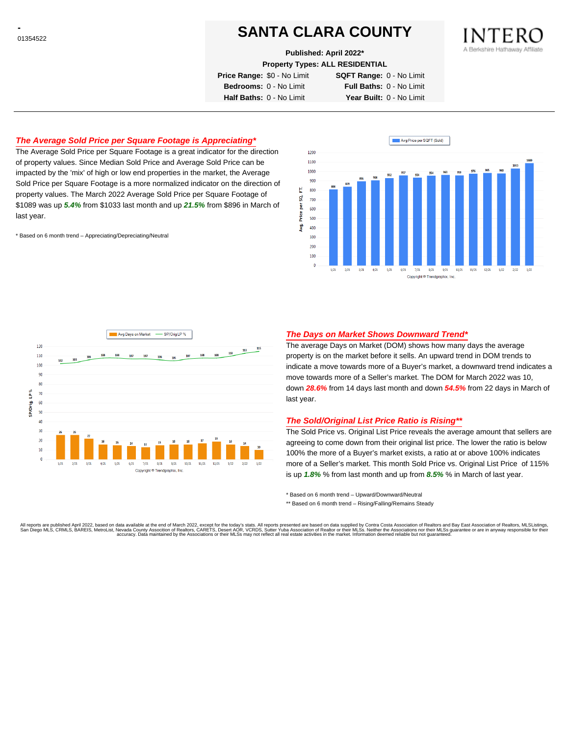-
01354522

# SANTA CLARA COUNTY

INTERO
A Berkshire Hathaway Affiliate

**Published: April 2022***

**Property Types: ALL RESIDENTIAL**

| | | | |
|---|---|---|---|
| **Price Range:** | $0 - No Limit | **SQFT Range:** | 0 - No Limit |
| **Bedrooms:** | 0 - No Limit | **Full Baths:** | 0 - No Limit |
| **Half Baths:** | 0 - No Limit | **Year Built:** | 0 - No Limit |

## *The Average Sold Price per Square Footage is Appreciating**

The Average Sold Price per Square Footage is a great indicator for the direction of property values. Since Median Sold Price and Average Sold Price can be impacted by the 'mix' of high or low end properties in the market, the Average Sold Price per Square Footage is a more normalized indicator on the direction of property values. The March 2022 Average Sold Price per Square Footage of $1089 was up ***5.4%*** from $1033 last month and up ***21.5%*** from $896 in March of last year.

* Based on 6 month trend – Appreciating/Depreciating/Neutral

Avg Price per SQFT (Sold)

| Month | 1/21 | 2/21 | 3/21 | 4/21 | 5/21 | 6/21 | 7/21 | 8/21 | 9/21 | 10/21 | 11/21 | 12/21 | 1/22 | 2/22 | 3/22 |
|---|---|---|---|---|---|---|---|---|---|---|---|---|---|---|---|
| Avg. Price per SQ. FT. | 808 | 839 | 896 | 908 | 932 | 957 | 934 | 954 | 963 | 959 | 976 | 985 | 980 | 1033 | 1089 |

Copyright ® Trendgraphix, Inc.

## *The Days on Market Shows Downward Trend**

The average Days on Market (DOM) shows how many days the average property is on the market before it sells. An upward trend in DOM trends to indicate a move towards more of a Buyer's market, a downward trend indicates a move towards more of a Seller's market. The DOM for March 2022 was 10, down ***28.6%*** from 14 days last month and down ***54.5%*** from 22 days in March of last year.

## *The Sold/Original List Price Ratio is Rising***

The Sold Price vs. Original List Price reveals the average amount that sellers are agreeing to come down from their original list price. The lower the ratio is below 100% the more of a Buyer's market exists, a ratio at or above 100% indicates more of a Seller's market. This month Sold Price vs. Original List Price of 115% is up ***1.8%*** % from last month and up from ***8.5%*** % in March of last year.

* Based on 6 month trend – Upward/Downward/Neutral

** Based on 6 month trend – Rising/Falling/Remains Steady

| Month | 1/21 | 2/21 | 3/21 | 4/21 | 5/21 | 6/21 | 7/21 | 8/21 | 9/21 | 10/21 | 11/21 | 12/21 | 1/22 | 2/22 | 3/22 |
|---|---|---|---|---|---|---|---|---|---|---|---|---|---|---|---|
| Avg Days on Market | 26 | 26 | 22 | 16 | 15 | 14 | 13 | 15 | 16 | 16 | 17 | 19 | 16 | 14 | 10 |
| SP/Orig LP % | 102 | 103 | 106 | 108 | 108 | 107 | 107 | 106 | 105 | 107 | 108 | 108 | 110 | 113 | 115 |

Copyright ® Trendgraphix, Inc.

All reports are published April 2022, based on data available at the end of March 2022, except for the today's stats. All reports presented are based on data supplied by Contra Costa Association of Realtors and Bay East Association of Realtors, MLSListings, San Diego MLS, CRMLS, BAREIS, MetroList, Nevada County Association of Realtors, CARETS, Desert AOR, VCRDS, Sutter Yuba Association of Realtor or their MLSs. Neither the Associations nor their MLSs guarantee or are in anyway responsible for their accuracy. Data maintained by the Associations or their MLSs may not reflect all real estate activities in the market. Information deemed reliable but not guaranteed.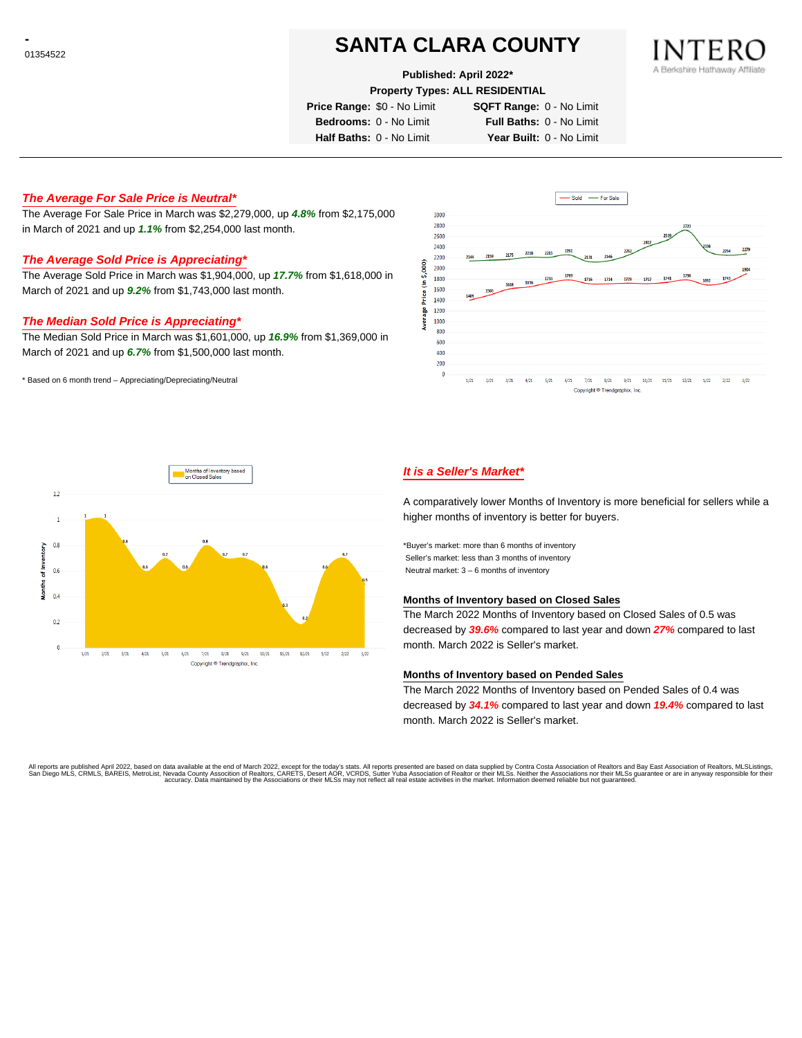-
01354522

# SANTA CLARA COUNTY

**Published: April 2022***

**Property Types: ALL RESIDENTIAL**

**Price Range:** $0 - No Limit **SQFT Range:** 0 - No Limit
**Bedrooms:** 0 - No Limit **Full Baths:** 0 - No Limit
**Half Baths:** 0 - No Limit **Year Built:** 0 - No Limit

### *The Average For Sale Price is Neutral**

The Average For Sale Price in March was $2,279,000, up ***4.8%*** from $2,175,000 in March of 2021 and up ***1.1%*** from $2,254,000 last month.

### *The Average Sold Price is Appreciating**

The Average Sold Price in March was $1,904,000, up ***17.7%*** from $1,618,000 in March of 2021 and up ***9.2%*** from $1,743,000 last month.

### *The Median Sold Price is Appreciating**

The Median Sold Price in March was $1,601,000, up ***16.9%*** from $1,369,000 in March of 2021 and up ***6.7%*** from $1,500,000 last month.

* Based on 6 month trend – Appreciating/Depreciating/Neutral

### *It is a Seller's Market**

A comparatively lower Months of Inventory is more beneficial for sellers while a higher months of inventory is better for buyers.

*Buyer's market: more than 6 months of inventory
Seller's market: less than 3 months of inventory
Neutral market: 3 – 6 months of inventory

#### Months of Inventory based on Closed Sales

The March 2022 Months of Inventory based on Closed Sales of 0.5 was decreased by ***39.6%*** compared to last year and down ***27%*** compared to last month. March 2022 is Seller's market.

#### Months of Inventory based on Pended Sales

The March 2022 Months of Inventory based on Pended Sales of 0.4 was decreased by ***34.1%*** compared to last year and down ***19.4%*** compared to last month. March 2022 is Seller's market.

All reports are published April 2022, based on data available at the end of March 2022, except for the today's stats. All reports presented are based on data supplied by Contra Costa Association of Realtors and Bay East Association of Realtors, MLSListings, San Diego MLS, CRMLS, BAREIS, MetroList, Nevada County Association of Realtors, CARETS, Desert AOR, VCRDS, Sutter Yuba Association of Realtor or their MLSs. Neither the Associations nor their MLSs guarantee or are in anyway responsible for their accuracy. Data maintained by the Associations or their MLSs may not reflect all real estate activities in the market. Information deemed reliable but not guaranteed.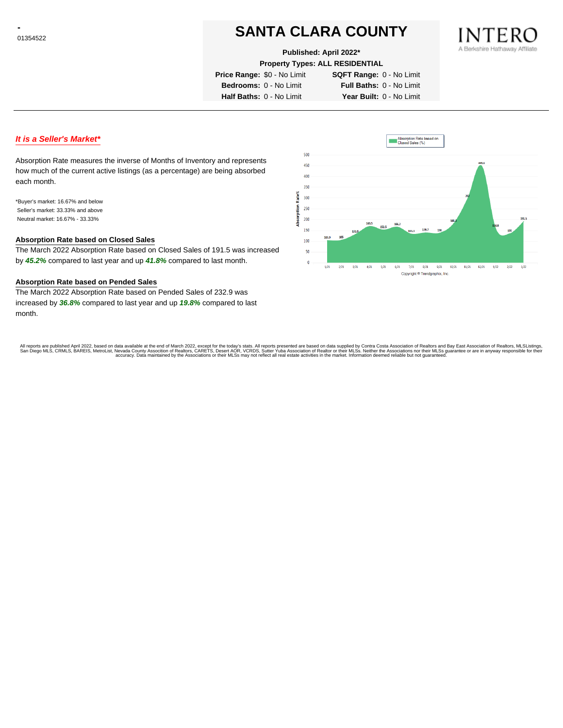\-
01354522

# SANTA CLARA COUNTY

INTERO
A Berkshire Hathaway Affiliate

**Published: April 2022***

**Property Types: ALL RESIDENTIAL**

**Price Range:** $0 - No Limit **SQFT Range:** 0 - No Limit

**Bedrooms:** 0 - No Limit **Full Baths:** 0 - No Limit

**Half Baths:** 0 - No Limit **Year Built:** 0 - No Limit

---

## ***It is a Seller's Market****

Absorption Rate measures the inverse of Months of Inventory and represents how much of the current active listings (as a percentage) are being absorbed each month.

*Buyer's market: 16.67% and below
Seller's market: 33.33% and above
Neutral market: 16.67% - 33.33%

### Absorption Rate based on Closed Sales

The March 2022 Absorption Rate based on Closed Sales of 191.5 was increased by ***45.2%*** compared to last year and up ***41.8%*** compared to last month.

### Absorption Rate based on Pended Sales

The March 2022 Absorption Rate based on Pended Sales of 232.9 was increased by ***36.8%*** compared to last year and up ***19.8%*** compared to last month.

Absorption Rate based on Closed Sales (%)

Absorption Rate%

500
450
400
350
300
250
200
150
100
50
0

101.9 105 121.9 169.5 152.5 166.2 133.1 139.7 138 181.1 292 449.6 134.8 135 191.5

1/21 2/21 3/21 4/21 5/21 6/21 7/21 8/21 9/21 10/21 11/21 12/21 1/22 2/22 3/22

Copyright © Trendgraphix, Inc.

All reports are published April 2022, based on data available at the end of March 2022, except for the today's stats. All reports presented are based on data supplied by Contra Costa Association of Realtors and Bay East Association of Realtors, MLSListings, San Diego MLS, CRMLS, BAREIS, MetroList, Nevada County Assocition of Realtors, CARETS, Desert AOR, VCRDS, Sutter Yuba Association of Realtor or their MLSs. Neither the Associations nor their MLSs guarantee or are in anyway responsible for their accuracy. Data maintained by the Associations or their MLSs may not reflect all real estate activities in the market. Information deemed reliable but not guaranteed.